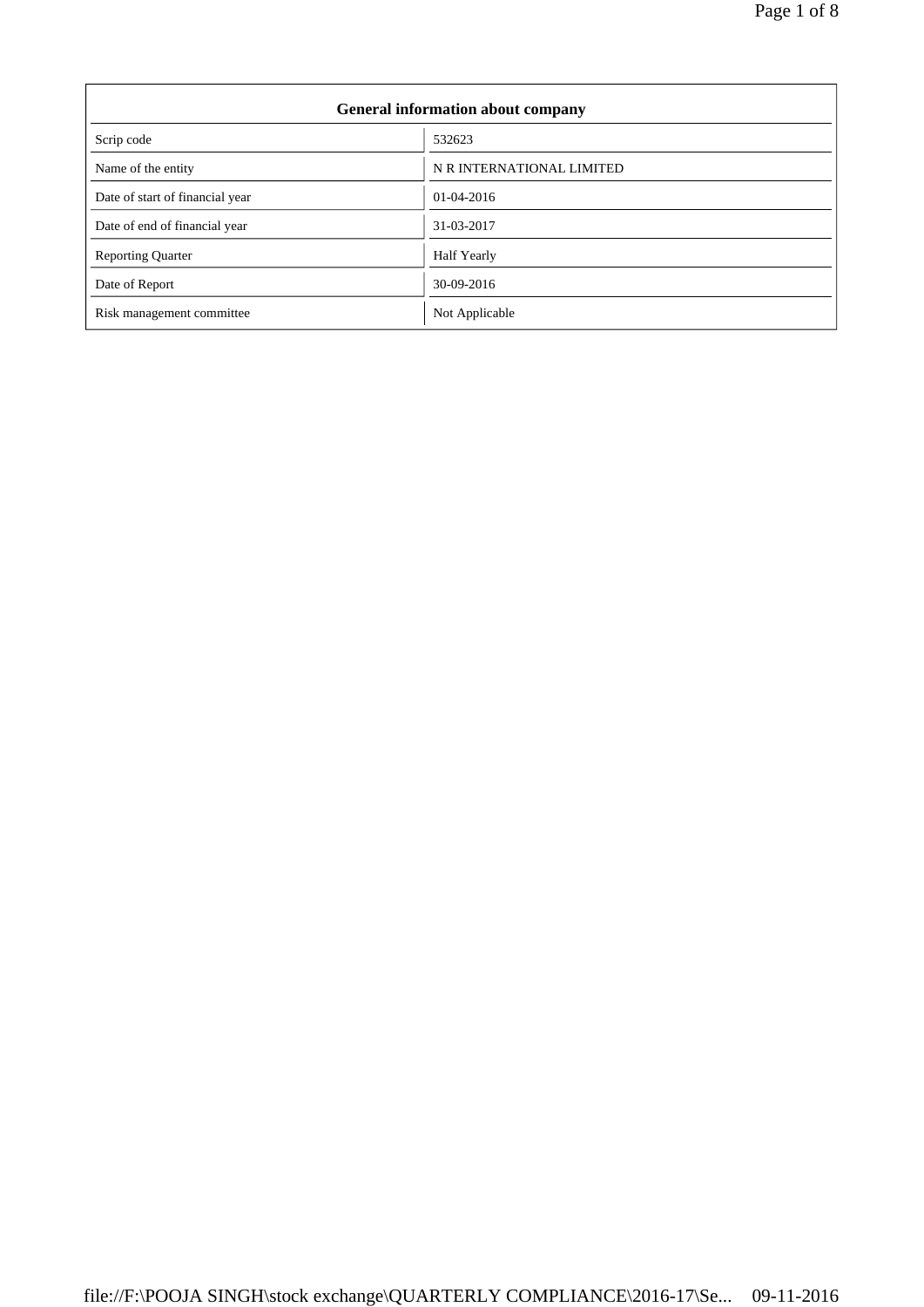| General information about company | |
|---|---|
| Scrip code | 532623 |
| Name of the entity | N R INTERNATIONAL LIMITED |
| Date of start of financial year | 01-04-2016 |
| Date of end of financial year | 31-03-2017 |
| Reporting Quarter | Half Yearly |
| Date of Report | 30-09-2016 |
| Risk management committee | Not Applicable |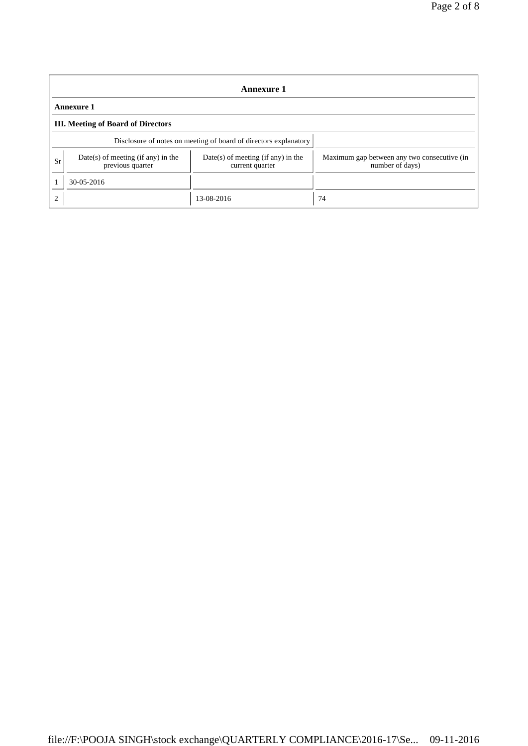## Annexure 1

**Annexure 1**

**III. Meeting of Board of Directors**

| Disclosure of notes on meeting of board of directors explanatory | | | |
|---|---|---|---|
| Sr | Date(s) of meeting (if any) in the previous quarter | Date(s) of meeting (if any) in the current quarter | Maximum gap between any two consecutive (in number of days) |
| 1 | 30-05-2016 | | |
| 2 | | 13-08-2016 | 74 |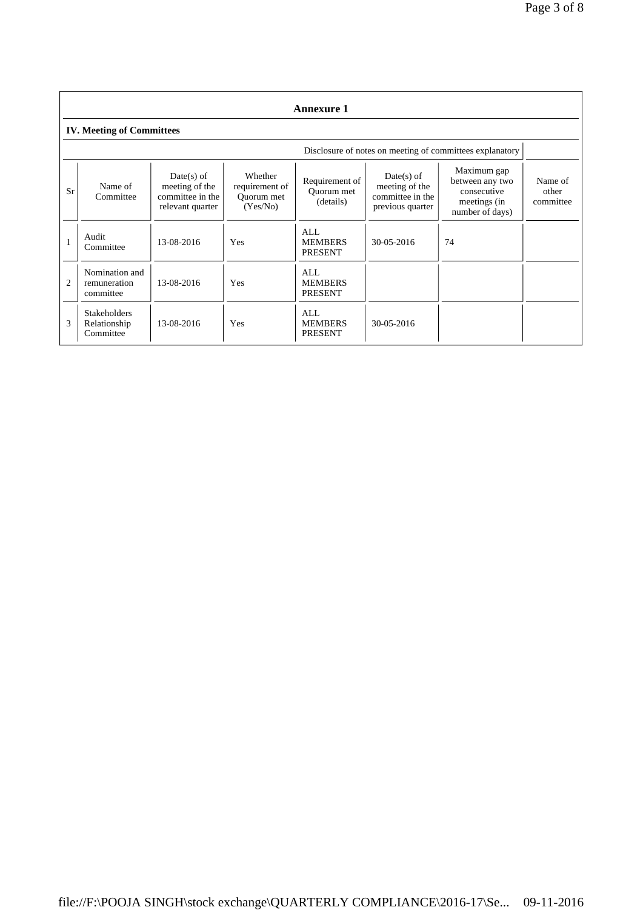## Annexure 1

### IV. Meeting of Committees

Disclosure of notes on meeting of committees explanatory

| Sr | Name of Committee | Date(s) of meeting of the committee in the relevant quarter | Whether requirement of Quorum met (Yes/No) | Requirement of Quorum met (details) | Date(s) of meeting of the committee in the previous quarter | Maximum gap between any two consecutive meetings (in number of days) | Name of other committee |
|---|---|---|---|---|---|---|---|
| 1 | Audit Committee | 13-08-2016 | Yes | ALL MEMBERS PRESENT | 30-05-2016 | 74 | |
| 2 | Nomination and remuneration committee | 13-08-2016 | Yes | ALL MEMBERS PRESENT | | | |
| 3 | Stakeholders Relationship Committee | 13-08-2016 | Yes | ALL MEMBERS PRESENT | 30-05-2016 | | |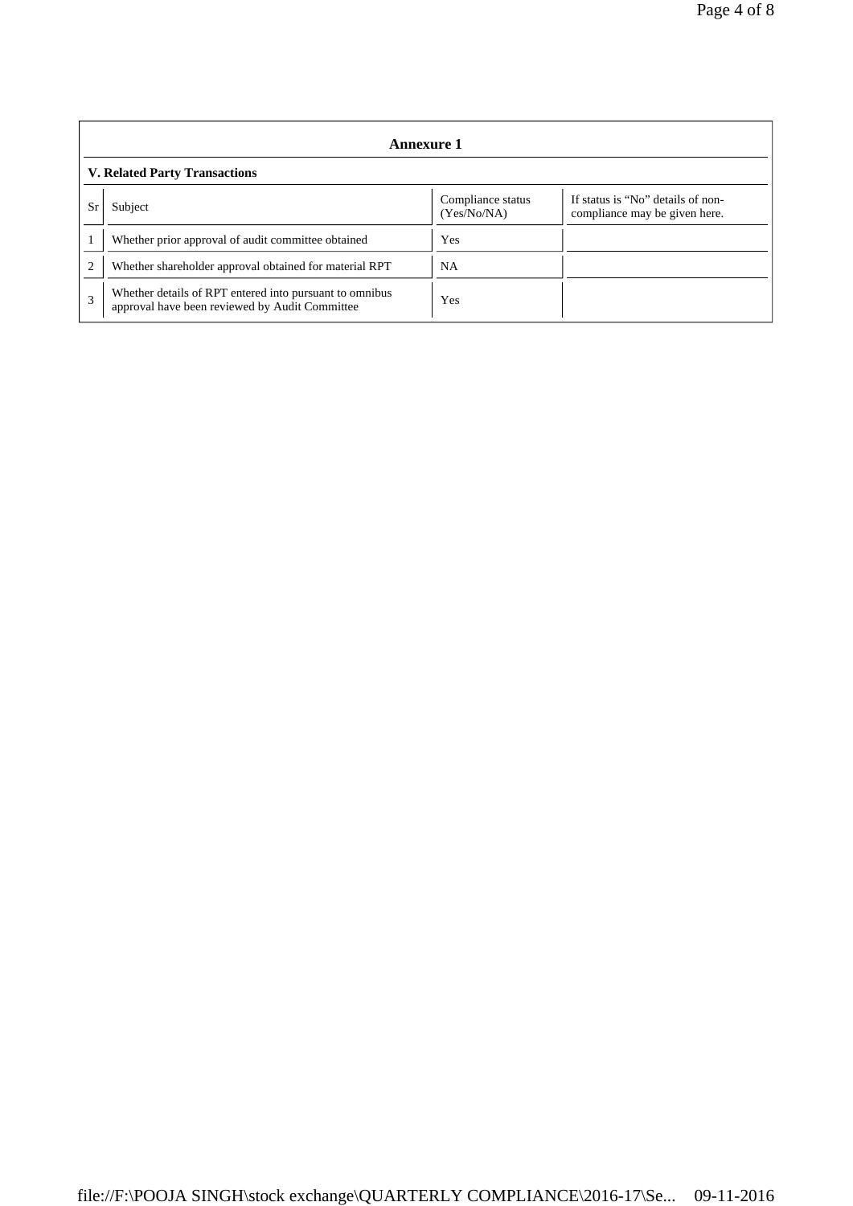## Annexure 1

### V. Related Party Transactions

| Sr | Subject | Compliance status (Yes/No/NA) | If status is "No" details of non-compliance may be given here. |
|---|---|---|---|
| 1 | Whether prior approval of audit committee obtained | Yes | |
| 2 | Whether shareholder approval obtained for material RPT | NA | |
| 3 | Whether details of RPT entered into pursuant to omnibus approval have been reviewed by Audit Committee | Yes | |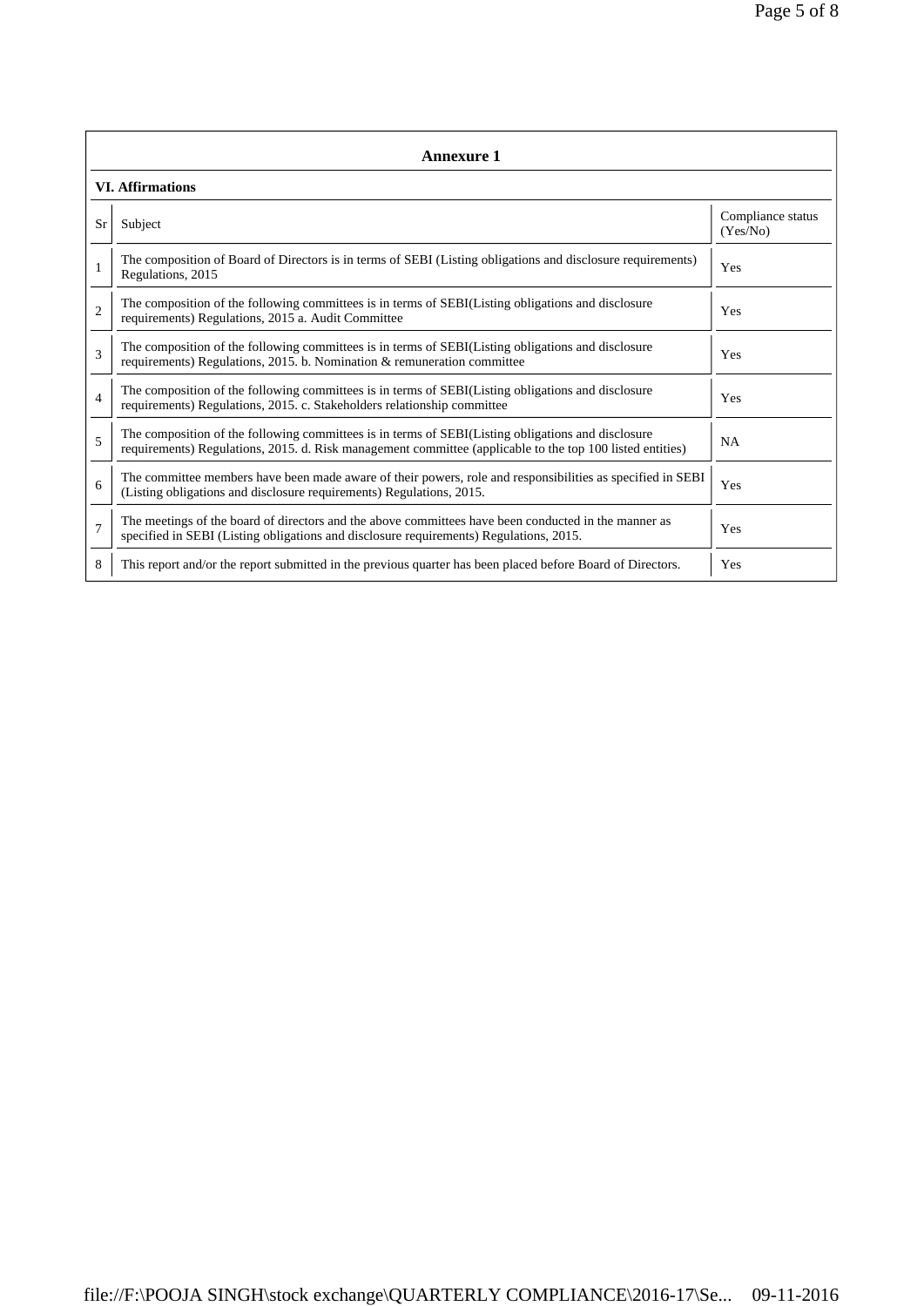## Annexure 1

### VI. Affirmations

| Sr | Subject | Compliance status (Yes/No) |
|---|---|---|
| 1 | The composition of Board of Directors is in terms of SEBI (Listing obligations and disclosure requirements) Regulations, 2015 | Yes |
| 2 | The composition of the following committees is in terms of SEBI(Listing obligations and disclosure requirements) Regulations, 2015 a. Audit Committee | Yes |
| 3 | The composition of the following committees is in terms of SEBI(Listing obligations and disclosure requirements) Regulations, 2015. b. Nomination & remuneration committee | Yes |
| 4 | The composition of the following committees is in terms of SEBI(Listing obligations and disclosure requirements) Regulations, 2015. c. Stakeholders relationship committee | Yes |
| 5 | The composition of the following committees is in terms of SEBI(Listing obligations and disclosure requirements) Regulations, 2015. d. Risk management committee (applicable to the top 100 listed entities) | NA |
| 6 | The committee members have been made aware of their powers, role and responsibilities as specified in SEBI (Listing obligations and disclosure requirements) Regulations, 2015. | Yes |
| 7 | The meetings of the board of directors and the above committees have been conducted in the manner as specified in SEBI (Listing obligations and disclosure requirements) Regulations, 2015. | Yes |
| 8 | This report and/or the report submitted in the previous quarter has been placed before Board of Directors. | Yes |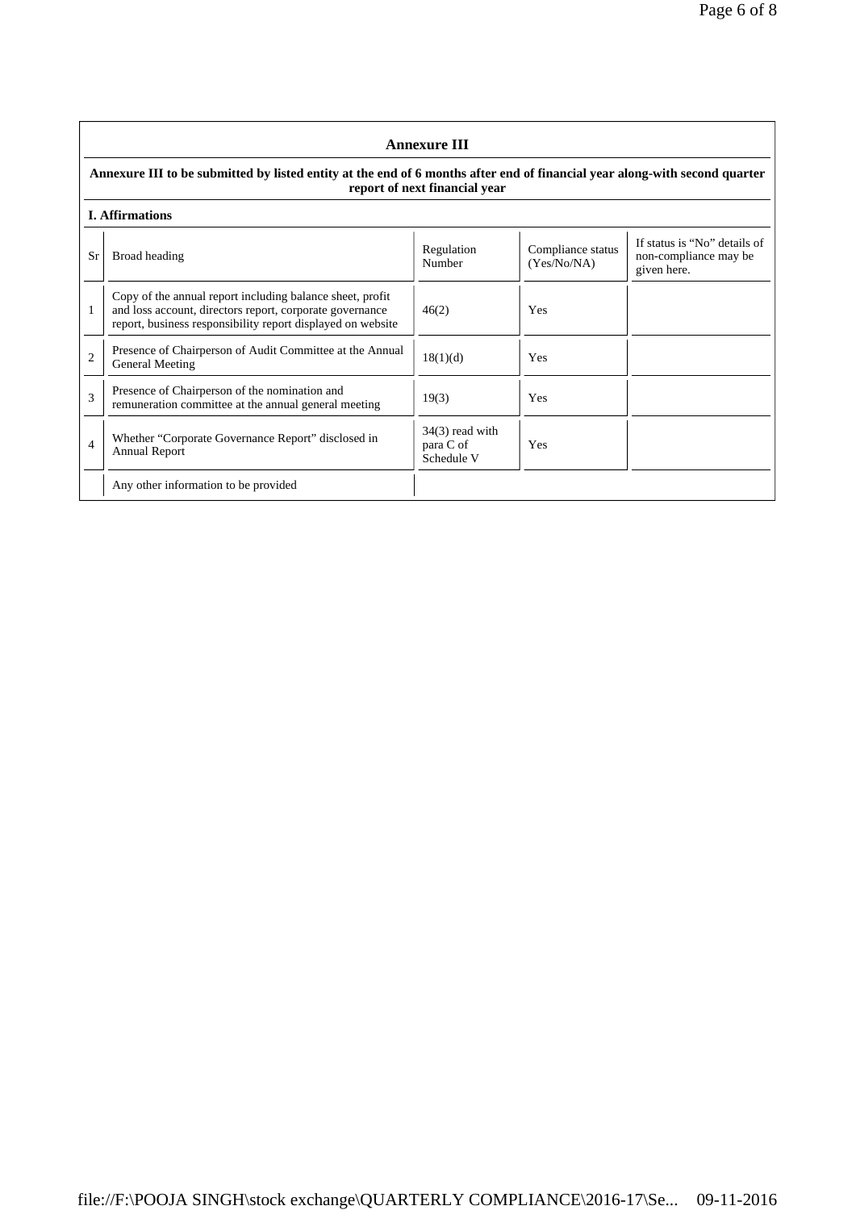## Annexure III

**Annexure III to be submitted by listed entity at the end of 6 months after end of financial year along-with second quarter report of next financial year**

### I. Affirmations

| Sr | Broad heading | Regulation Number | Compliance status (Yes/No/NA) | If status is "No" details of non-compliance may be given here. |
|---|---|---|---|---|
| 1 | Copy of the annual report including balance sheet, profit and loss account, directors report, corporate governance report, business responsibility report displayed on website | 46(2) | Yes | |
| 2 | Presence of Chairperson of Audit Committee at the Annual General Meeting | 18(1)(d) | Yes | |
| 3 | Presence of Chairperson of the nomination and remuneration committee at the annual general meeting | 19(3) | Yes | |
| 4 | Whether "Corporate Governance Report" disclosed in Annual Report | 34(3) read with para C of Schedule V | Yes | |
| | Any other information to be provided | | | |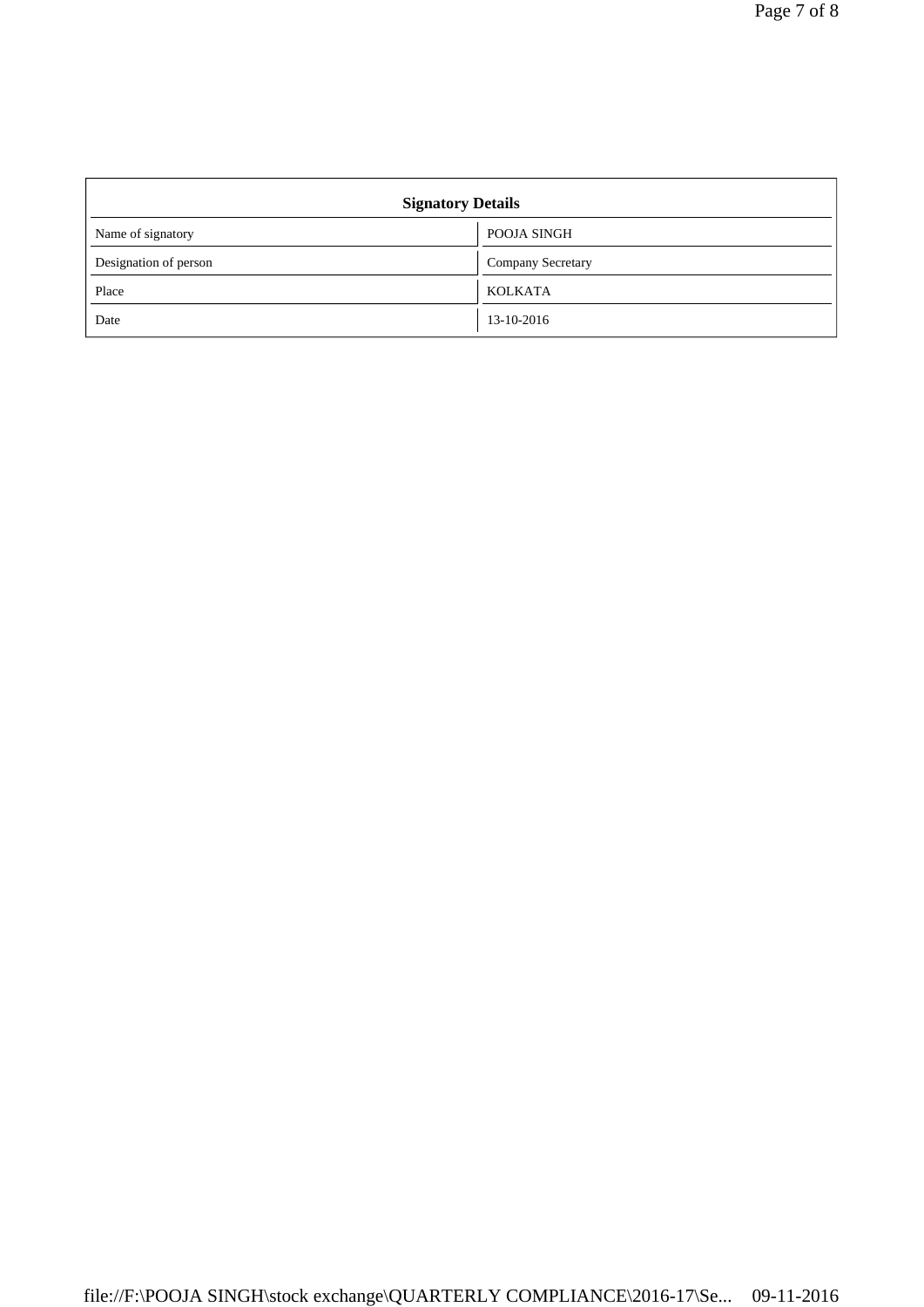| Signatory Details | |
|---|---|
| Name of signatory | POOJA SINGH |
| Designation of person | Company Secretary |
| Place | KOLKATA |
| Date | 13-10-2016 |